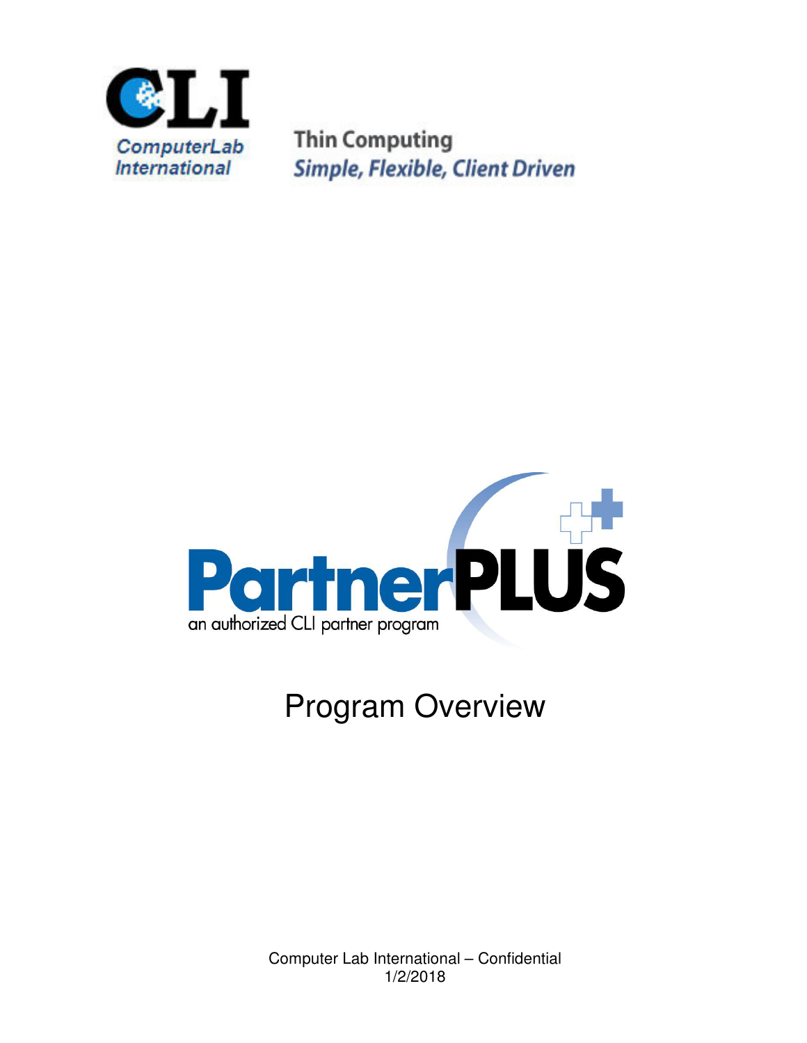CLI

ComputerLab International

Thin Computing
*Simple, Flexible, Client Driven*

PartnerPLUS

an authorized CLI partner program

# Program Overview

Computer Lab International – Confidential
1/2/2018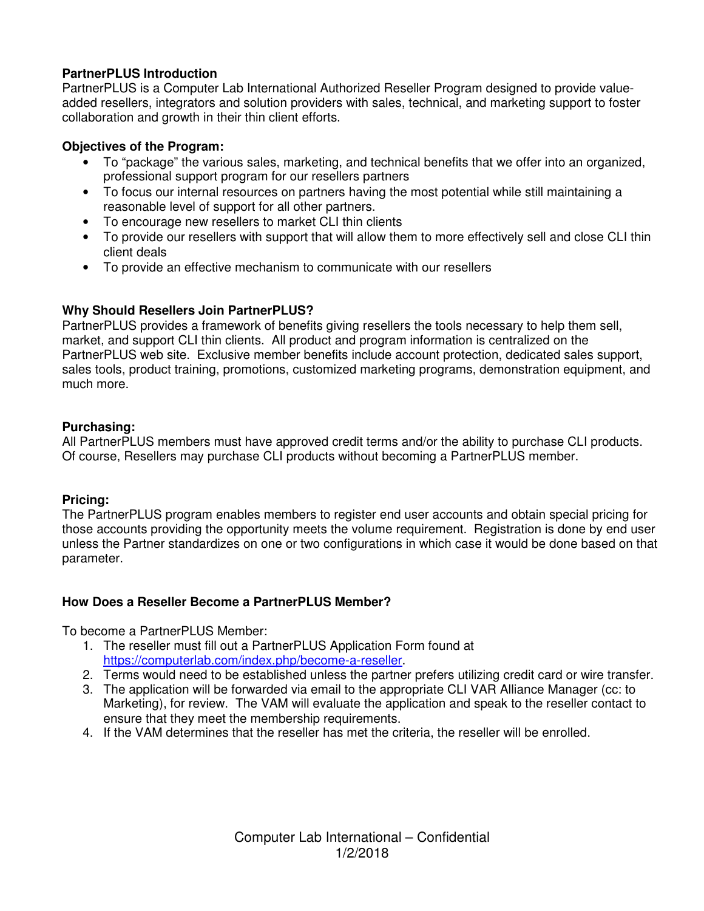## PartnerPLUS Introduction

PartnerPLUS is a Computer Lab International Authorized Reseller Program designed to provide value-added resellers, integrators and solution providers with sales, technical, and marketing support to foster collaboration and growth in their thin client efforts.

## Objectives of the Program:

- To "package" the various sales, marketing, and technical benefits that we offer into an organized, professional support program for our resellers partners
- To focus our internal resources on partners having the most potential while still maintaining a reasonable level of support for all other partners.
- To encourage new resellers to market CLI thin clients
- To provide our resellers with support that will allow them to more effectively sell and close CLI thin client deals
- To provide an effective mechanism to communicate with our resellers

## Why Should Resellers Join PartnerPLUS?

PartnerPLUS provides a framework of benefits giving resellers the tools necessary to help them sell, market, and support CLI thin clients. All product and program information is centralized on the PartnerPLUS web site. Exclusive member benefits include account protection, dedicated sales support, sales tools, product training, promotions, customized marketing programs, demonstration equipment, and much more.

## Purchasing:

All PartnerPLUS members must have approved credit terms and/or the ability to purchase CLI products. Of course, Resellers may purchase CLI products without becoming a PartnerPLUS member.

## Pricing:

The PartnerPLUS program enables members to register end user accounts and obtain special pricing for those accounts providing the opportunity meets the volume requirement. Registration is done by end user unless the Partner standardizes on one or two configurations in which case it would be done based on that parameter.

## How Does a Reseller Become a PartnerPLUS Member?

To become a PartnerPLUS Member:

1. The reseller must fill out a PartnerPLUS Application Form found at [https://computerlab.com/index.php/become-a-reseller](https://computerlab.com/index.php/become-a-reseller).
2. Terms would need to be established unless the partner prefers utilizing credit card or wire transfer.
3. The application will be forwarded via email to the appropriate CLI VAR Alliance Manager (cc: to Marketing), for review. The VAM will evaluate the application and speak to the reseller contact to ensure that they meet the membership requirements.
4. If the VAM determines that the reseller has met the criteria, the reseller will be enrolled.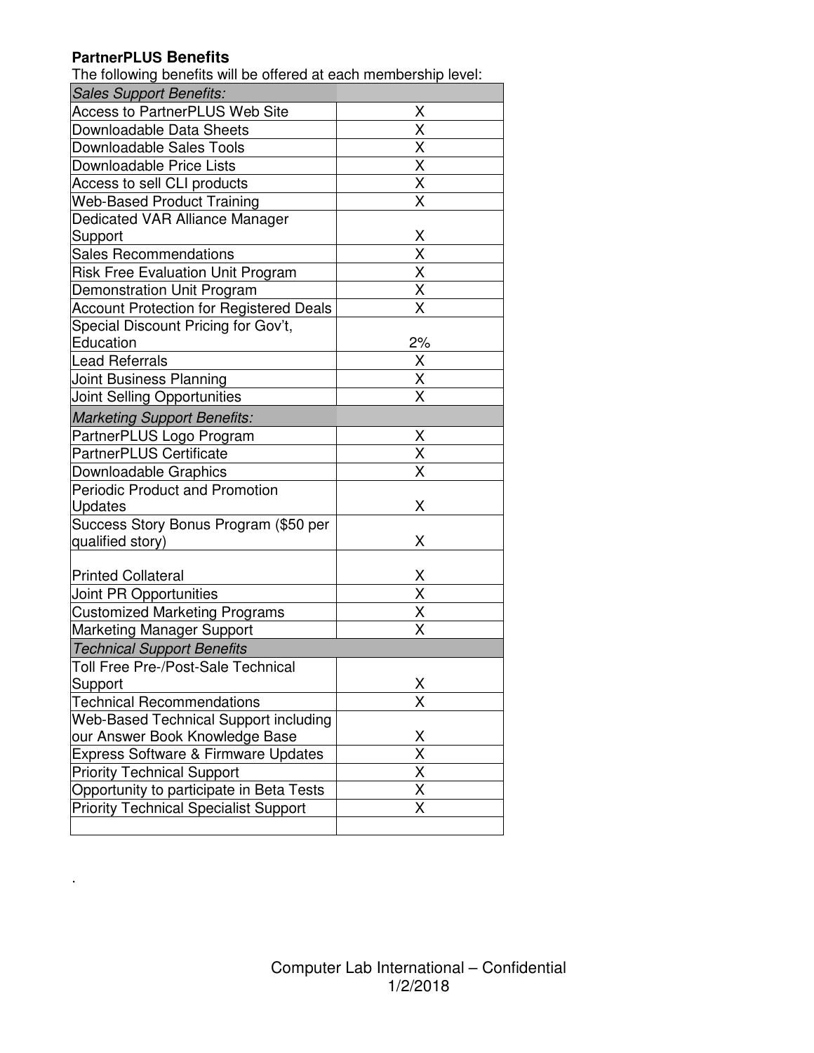**PartnerPLUS Benefits**

The following benefits will be offered at each membership level:

| *Sales Support Benefits:* | |
|---|---|
| Access to PartnerPLUS Web Site | X |
| Downloadable Data Sheets | X |
| Downloadable Sales Tools | X |
| Downloadable Price Lists | X |
| Access to sell CLI products | X |
| Web-Based Product Training | X |
| Dedicated VAR Alliance Manager Support | X |
| Sales Recommendations | X |
| Risk Free Evaluation Unit Program | X |
| Demonstration Unit Program | X |
| Account Protection for Registered Deals | X |
| Special Discount Pricing for Gov't, Education | 2% |
| Lead Referrals | X |
| Joint Business Planning | X |
| Joint Selling Opportunities | X |
| *Marketing Support Benefits:* | |
| PartnerPLUS Logo Program | X |
| PartnerPLUS Certificate | X |
| Downloadable Graphics | X |
| Periodic Product and Promotion Updates | X |
| Success Story Bonus Program ($50 per qualified story) | X |
| Printed Collateral | X |
| Joint PR Opportunities | X |
| Customized Marketing Programs | X |
| Marketing Manager Support | X |
| *Technical Support Benefits* | |
| Toll Free Pre-/Post-Sale Technical Support | X |
| Technical Recommendations | X |
| Web-Based Technical Support including our Answer Book Knowledge Base | X |
| Express Software & Firmware Updates | X |
| Priority Technical Support | X |
| Opportunity to participate in Beta Tests | X |
| Priority Technical Specialist Support | X |
| | |

.

Computer Lab International – Confidential
1/2/2018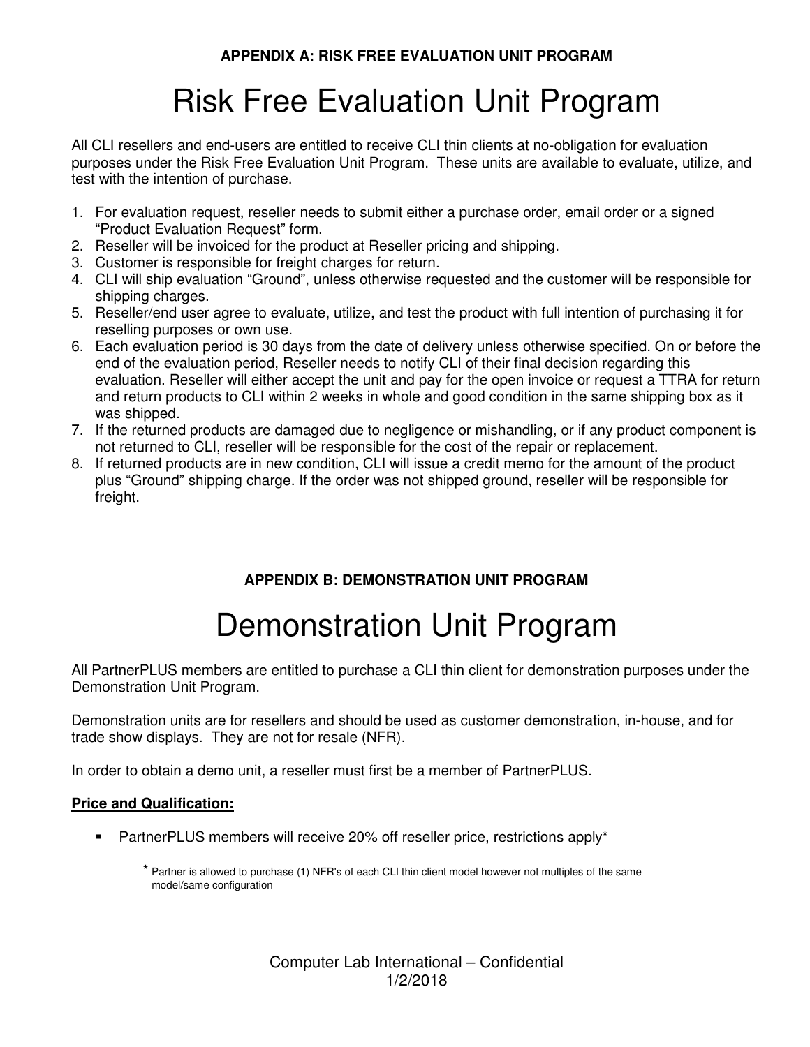**APPENDIX A: RISK FREE EVALUATION UNIT PROGRAM**

# Risk Free Evaluation Unit Program

All CLI resellers and end-users are entitled to receive CLI thin clients at no-obligation for evaluation purposes under the Risk Free Evaluation Unit Program. These units are available to evaluate, utilize, and test with the intention of purchase.

1. For evaluation request, reseller needs to submit either a purchase order, email order or a signed "Product Evaluation Request" form.
2. Reseller will be invoiced for the product at Reseller pricing and shipping.
3. Customer is responsible for freight charges for return.
4. CLI will ship evaluation "Ground", unless otherwise requested and the customer will be responsible for shipping charges.
5. Reseller/end user agree to evaluate, utilize, and test the product with full intention of purchasing it for reselling purposes or own use.
6. Each evaluation period is 30 days from the date of delivery unless otherwise specified. On or before the end of the evaluation period, Reseller needs to notify CLI of their final decision regarding this evaluation. Reseller will either accept the unit and pay for the open invoice or request a TTRA for return and return products to CLI within 2 weeks in whole and good condition in the same shipping box as it was shipped.
7. If the returned products are damaged due to negligence or mishandling, or if any product component is not returned to CLI, reseller will be responsible for the cost of the repair or replacement.
8. If returned products are in new condition, CLI will issue a credit memo for the amount of the product plus "Ground" shipping charge. If the order was not shipped ground, reseller will be responsible for freight.

**APPENDIX B: DEMONSTRATION UNIT PROGRAM**

# Demonstration Unit Program

All PartnerPLUS members are entitled to purchase a CLI thin client for demonstration purposes under the Demonstration Unit Program.

Demonstration units are for resellers and should be used as customer demonstration, in-house, and for trade show displays. They are not for resale (NFR).

In order to obtain a demo unit, a reseller must first be a member of PartnerPLUS.

**Price and Qualification:**

- PartnerPLUS members will receive 20% off reseller price, restrictions apply*

  \* Partner is allowed to purchase (1) NFR's of each CLI thin client model however not multiples of the same model/same configuration

Computer Lab International – Confidential
1/2/2018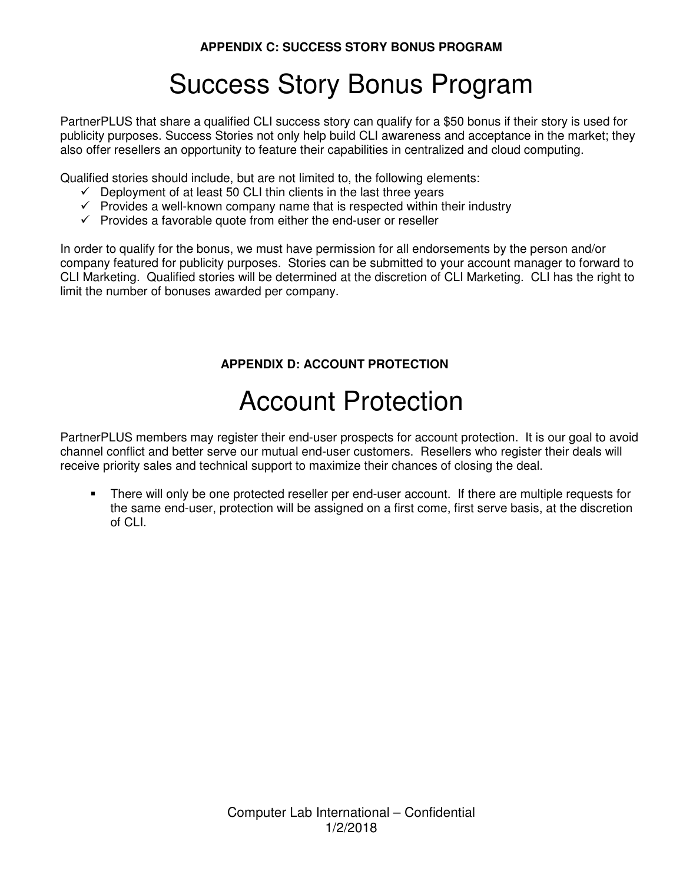**APPENDIX C: SUCCESS STORY BONUS PROGRAM**

# Success Story Bonus Program

PartnerPLUS that share a qualified CLI success story can qualify for a $50 bonus if their story is used for publicity purposes. Success Stories not only help build CLI awareness and acceptance in the market; they also offer resellers an opportunity to feature their capabilities in centralized and cloud computing.

Qualified stories should include, but are not limited to, the following elements:

- ✓ Deployment of at least 50 CLI thin clients in the last three years
- ✓ Provides a well-known company name that is respected within their industry
- ✓ Provides a favorable quote from either the end-user or reseller

In order to qualify for the bonus, we must have permission for all endorsements by the person and/or company featured for publicity purposes. Stories can be submitted to your account manager to forward to CLI Marketing. Qualified stories will be determined at the discretion of CLI Marketing. CLI has the right to limit the number of bonuses awarded per company.

**APPENDIX D: ACCOUNT PROTECTION**

# Account Protection

PartnerPLUS members may register their end-user prospects for account protection. It is our goal to avoid channel conflict and better serve our mutual end-user customers. Resellers who register their deals will receive priority sales and technical support to maximize their chances of closing the deal.

- There will only be one protected reseller per end-user account. If there are multiple requests for the same end-user, protection will be assigned on a first come, first serve basis, at the discretion of CLI.